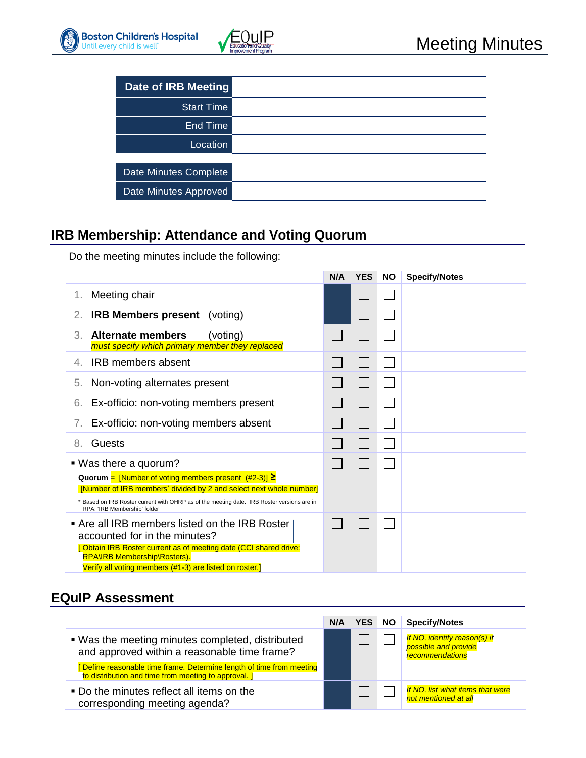# Meeting Minutes

| Date of IRB Meeting | |
|---|---|
| Start Time | |
| End Time | |
| Location | |
| Date Minutes Complete | |
| Date Minutes Approved | |

## IRB Membership: Attendance and Voting Quorum

Do the meeting minutes include the following:

| | N/A | YES | NO | Specify/Notes |
|---|---|---|---|---|
| 1. Meeting chair | | ☐ | ☐ | |
| 2. **IRB Members present** (voting) | | ☐ | ☐ | |
| 3. **Alternate members** (voting) *must specify which primary member they replaced* | ☐ | ☐ | ☐ | |
| 4. IRB members absent | ☐ | ☐ | ☐ | |
| 5. Non-voting alternates present | ☐ | ☐ | ☐ | |
| 6. Ex-officio: non-voting members present | ☐ | ☐ | ☐ | |
| 7. Ex-officio: non-voting members absent | ☐ | ☐ | ☐ | |
| 8. Guests | ☐ | ☐ | ☐ | |
| ▪ Was there a quorum? **Quorum** = [Number of voting members present (#2-3)] ≥ [Number of IRB members' divided by 2 and select next whole number] * Based on IRB Roster current with OHRP as of the meeting date. IRB Roster versions are in RPA: 'IRB Membership' folder | ☐ | ☐ | ☐ | |
| ▪ Are all IRB members listed on the IRB Roster accounted for in the minutes? [ Obtain IRB Roster current as of meeting date (CCI shared drive: RPA\IRB Membership\Rosters). Verify all voting members (#1-3) are listed on roster.] | ☐ | ☐ | ☐ | |

## EQuIP Assessment

| | N/A | YES | NO | Specify/Notes |
|---|---|---|---|---|
| ▪ Was the meeting minutes completed, distributed and approved within a reasonable time frame? [ Define reasonable time frame. Determine length of time from meeting to distribution and time from meeting to approval. ] | | ☐ | ☐ | *If NO, identify reason(s) if possible and provide recommendations* |
| ▪ Do the minutes reflect all items on the corresponding meeting agenda? | | ☐ | ☐ | *If NO, list what items that were not mentioned at all* |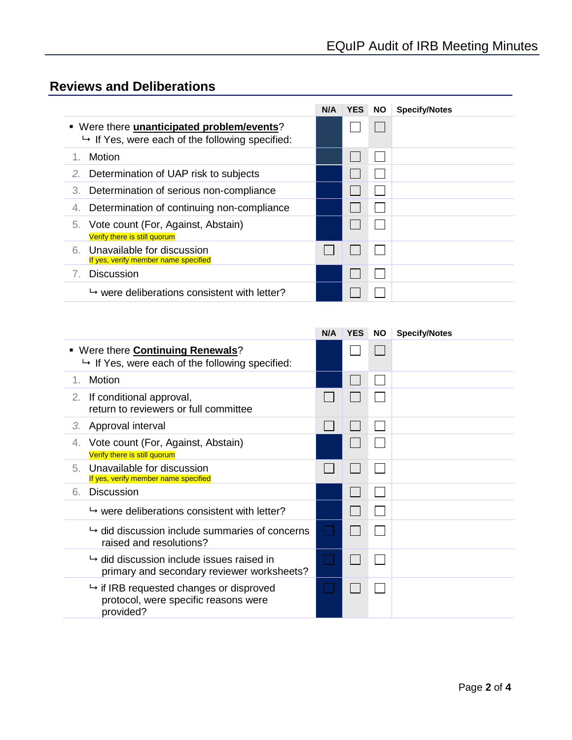## Reviews and Deliberations

| | N/A | YES | NO | Specify/Notes |
|---|---|---|---|---|
| ▪ Were there **unanticipated problem/events**?<br>↳ If Yes, were each of the following specified: | | ☐ | ☐ | |
| 1. Motion | | ☐ | ☐ | |
| 2. Determination of UAP risk to subjects | | ☐ | ☐ | |
| 3. Determination of serious non-compliance | | ☐ | ☐ | |
| 4. Determination of continuing non-compliance | | ☐ | ☐ | |
| 5. Vote count (For, Against, Abstain)<br>Verify there is still quorum | | ☐ | ☐ | |
| 6. Unavailable for discussion<br>If yes, verify member name specified | ☐ | ☐ | ☐ | |
| 7. Discussion | | ☐ | ☐ | |
| ↳ were deliberations consistent with letter? | | ☐ | ☐ | |

| | N/A | YES | NO | Specify/Notes |
|---|---|---|---|---|
| ▪ Were there **Continuing Renewals**?<br>↳ If Yes, were each of the following specified: | | ☐ | ☐ | |
| 1. Motion | | ☐ | ☐ | |
| 2. If conditional approval, return to reviewers or full committee | ☐ | ☐ | ☐ | |
| 3. Approval interval | ☐ | ☐ | ☐ | |
| 4. Vote count (For, Against, Abstain)<br>Verify there is still quorum | | ☐ | ☐ | |
| 5. Unavailable for discussion<br>If yes, verify member name specified | ☐ | ☐ | ☐ | |
| 6. Discussion | | ☐ | ☐ | |
| ↳ were deliberations consistent with letter? | | ☐ | ☐ | |
| ↳ did discussion include summaries of concerns raised and resolutions? | ☐ | ☐ | ☐ | |
| ↳ did discussion include issues raised in primary and secondary reviewer worksheets? | ☐ | ☐ | ☐ | |
| ↳ if IRB requested changes or disproved protocol, were specific reasons were provided? | ☐ | ☐ | ☐ | |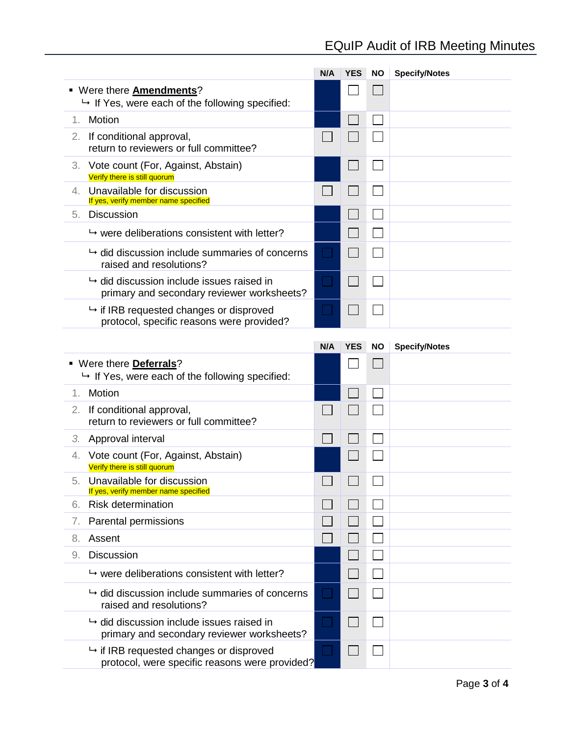| | N/A | YES | NO | Specify/Notes |
|---|---|---|---|---|
| ▪ Were there **Amendments**?<br>↳ If Yes, were each of the following specified: | | ☐ | ☐ | |
| 1. Motion | | ☐ | ☐ | |
| 2. If conditional approval, return to reviewers or full committee? | ☐ | ☐ | ☐ | |
| 3. Vote count (For, Against, Abstain)<br>Verify there is still quorum | | ☐ | ☐ | |
| 4. Unavailable for discussion<br>If yes, verify member name specified | ☐ | ☐ | ☐ | |
| 5. Discussion | | ☐ | ☐ | |
| ↳ were deliberations consistent with letter? | | ☐ | ☐ | |
| ↳ did discussion include summaries of concerns raised and resolutions? | | ☐ | ☐ | |
| ↳ did discussion include issues raised in primary and secondary reviewer worksheets? | | ☐ | ☐ | |
| ↳ if IRB requested changes or disproved protocol, specific reasons were provided? | | ☐ | ☐ | |

| | N/A | YES | NO | Specify/Notes |
|---|---|---|---|---|
| ▪ Were there **Deferrals**?<br>↳ If Yes, were each of the following specified: | | ☐ | ☐ | |
| 1. Motion | | ☐ | ☐ | |
| 2. If conditional approval, return to reviewers or full committee? | ☐ | ☐ | ☐ | |
| 3. Approval interval | ☐ | ☐ | ☐ | |
| 4. Vote count (For, Against, Abstain)<br>Verify there is still quorum | | ☐ | ☐ | |
| 5. Unavailable for discussion<br>If yes, verify member name specified | ☐ | ☐ | ☐ | |
| 6. Risk determination | ☐ | ☐ | ☐ | |
| 7. Parental permissions | ☐ | ☐ | ☐ | |
| 8. Assent | ☐ | ☐ | ☐ | |
| 9. Discussion | | ☐ | ☐ | |
| ↳ were deliberations consistent with letter? | | ☐ | ☐ | |
| ↳ did discussion include summaries of concerns raised and resolutions? | | ☐ | ☐ | |
| ↳ did discussion include issues raised in primary and secondary reviewer worksheets? | | ☐ | ☐ | |
| ↳ if IRB requested changes or disproved protocol, were specific reasons were provided? | | ☐ | ☐ | |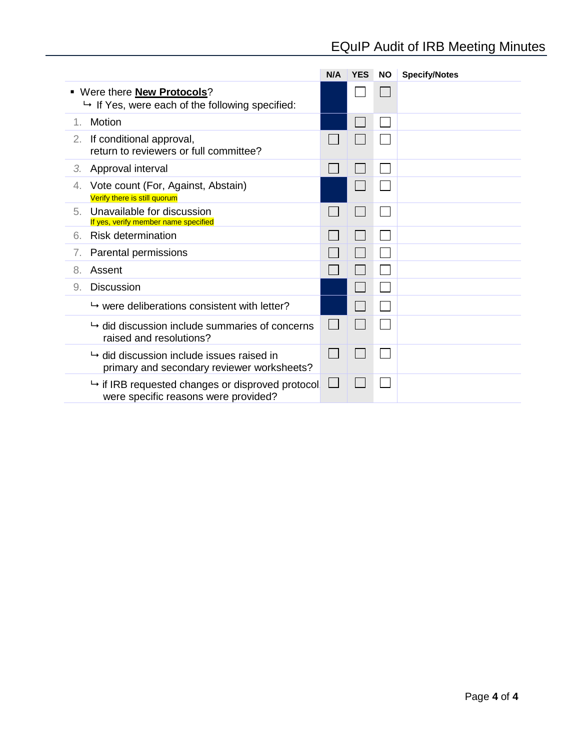| | N/A | YES | NO | Specify/Notes |
|---|---|---|---|---|
| ▪ Were there **New Protocols**?<br>↳ If Yes, were each of the following specified: | | ☐ | ☐ | |
| 1. Motion | | ☐ | ☐ | |
| 2. If conditional approval,<br>return to reviewers or full committee? | ☐ | ☐ | ☐ | |
| 3. Approval interval | ☐ | ☐ | ☐ | |
| 4. Vote count (For, Against, Abstain)<br>Verify there is still quorum | | ☐ | ☐ | |
| 5. Unavailable for discussion<br>If yes, verify member name specified | ☐ | ☐ | ☐ | |
| 6. Risk determination | ☐ | ☐ | ☐ | |
| 7. Parental permissions | ☐ | ☐ | ☐ | |
| 8. Assent | ☐ | ☐ | ☐ | |
| 9. Discussion | | ☐ | ☐ | |
| ↳ were deliberations consistent with letter? | | ☐ | ☐ | |
| ↳ did discussion include summaries of concerns raised and resolutions? | ☐ | ☐ | ☐ | |
| ↳ did discussion include issues raised in primary and secondary reviewer worksheets? | ☐ | ☐ | ☐ | |
| ↳ if IRB requested changes or disproved protocol were specific reasons were provided? | ☐ | ☐ | ☐ | |